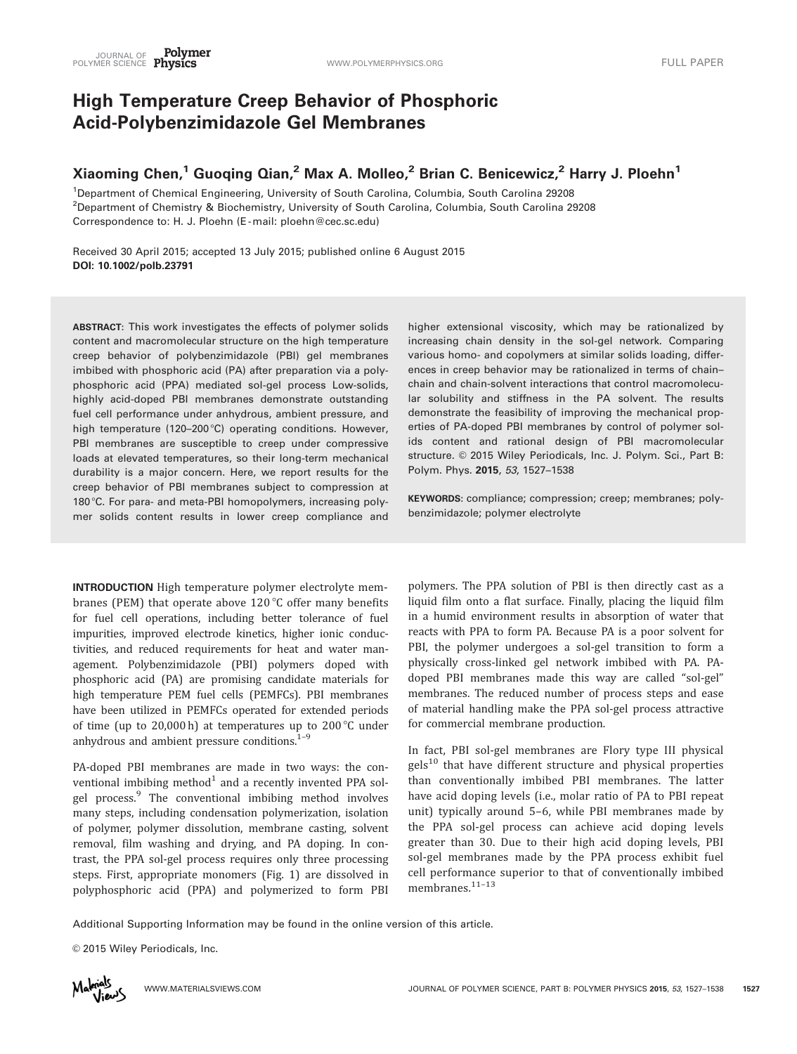# High Temperature Creep Behavior of Phosphoric Acid-Polybenzimidazole Gel Membranes

**Xiaoming Chen,[1] Guoqing Qian,[2] Max A. Molleo,[2] Brian C. Benicewicz,[2] Harry J. Ploehn[1]**

[1]Department of Chemical Engineering, University of South Carolina, Columbia, South Carolina 29208
[2]Department of Chemistry & Biochemistry, University of South Carolina, Columbia, South Carolina 29208
Correspondence to: H. J. Ploehn (E-mail: ploehn@cec.sc.edu)

Received 30 April 2015; accepted 13 July 2015; published online 6 August 2015
**DOI: 10.1002/polb.23791**

**ABSTRACT**: This work investigates the effects of polymer solids content and macromolecular structure on the high temperature creep behavior of polybenzimidazole (PBI) gel membranes imbibed with phosphoric acid (PA) after preparation via a polyphosphoric acid (PPA) mediated sol-gel process Low-solids, highly acid-doped PBI membranes demonstrate outstanding fuel cell performance under anhydrous, ambient pressure, and high temperature (120–200 °C) operating conditions. However, PBI membranes are susceptible to creep under compressive loads at elevated temperatures, so their long-term mechanical durability is a major concern. Here, we report results for the creep behavior of PBI membranes subject to compression at 180 °C. For para- and meta-PBI homopolymers, increasing polymer solids content results in lower creep compliance and higher extensional viscosity, which may be rationalized by increasing chain density in the sol-gel network. Comparing various homo- and copolymers at similar solids loading, differences in creep behavior may be rationalized in terms of chain–chain and chain-solvent interactions that control macromolecular solubility and stiffness in the PA solvent. The results demonstrate the feasibility of improving the mechanical properties of PA-doped PBI membranes by control of polymer solids content and rational design of PBI macromolecular structure. © 2015 Wiley Periodicals, Inc. J. Polym. Sci., Part B: Polym. Phys. **2015**, *53*, 1527–1538

**KEYWORDS:** compliance; compression; creep; membranes; polybenzimidazole; polymer electrolyte

**INTRODUCTION** High temperature polymer electrolyte membranes (PEM) that operate above 120 °C offer many benefits for fuel cell operations, including better tolerance of fuel impurities, improved electrode kinetics, higher ionic conductivities, and reduced requirements for heat and water management. Polybenzimidazole (PBI) polymers doped with phosphoric acid (PA) are promising candidate materials for high temperature PEM fuel cells (PEMFCs). PBI membranes have been utilized in PEMFCs operated for extended periods of time (up to 20,000 h) at temperatures up to 200 °C under anhydrous and ambient pressure conditions.[1–9]

PA-doped PBI membranes are made in two ways: the conventional imbibing method[1] and a recently invented PPA sol-gel process.[9] The conventional imbibing method involves many steps, including condensation polymerization, isolation of polymer, polymer dissolution, membrane casting, solvent removal, film washing and drying, and PA doping. In contrast, the PPA sol-gel process requires only three processing steps. First, appropriate monomers (Fig. 1) are dissolved in polyphosphoric acid (PPA) and polymerized to form PBI polymers. The PPA solution of PBI is then directly cast as a liquid film onto a flat surface. Finally, placing the liquid film in a humid environment results in absorption of water that reacts with PPA to form PA. Because PA is a poor solvent for PBI, the polymer undergoes a sol-gel transition to form a physically cross-linked gel network imbibed with PA. PA-doped PBI membranes made this way are called "sol-gel" membranes. The reduced number of process steps and ease of material handling make the PPA sol-gel process attractive for commercial membrane production.

In fact, PBI sol-gel membranes are Flory type III physical gels[10] that have different structure and physical properties than conventionally imbibed PBI membranes. The latter have acid doping levels (i.e., molar ratio of PA to PBI repeat unit) typically around 5–6, while PBI membranes made by the PPA sol-gel process can achieve acid doping levels greater than 30. Due to their high acid doping levels, PBI sol-gel membranes made by the PPA process exhibit fuel cell performance superior to that of conventionally imbibed membranes.[11–13]

Additional Supporting Information may be found in the online version of this article.

© 2015 Wiley Periodicals, Inc.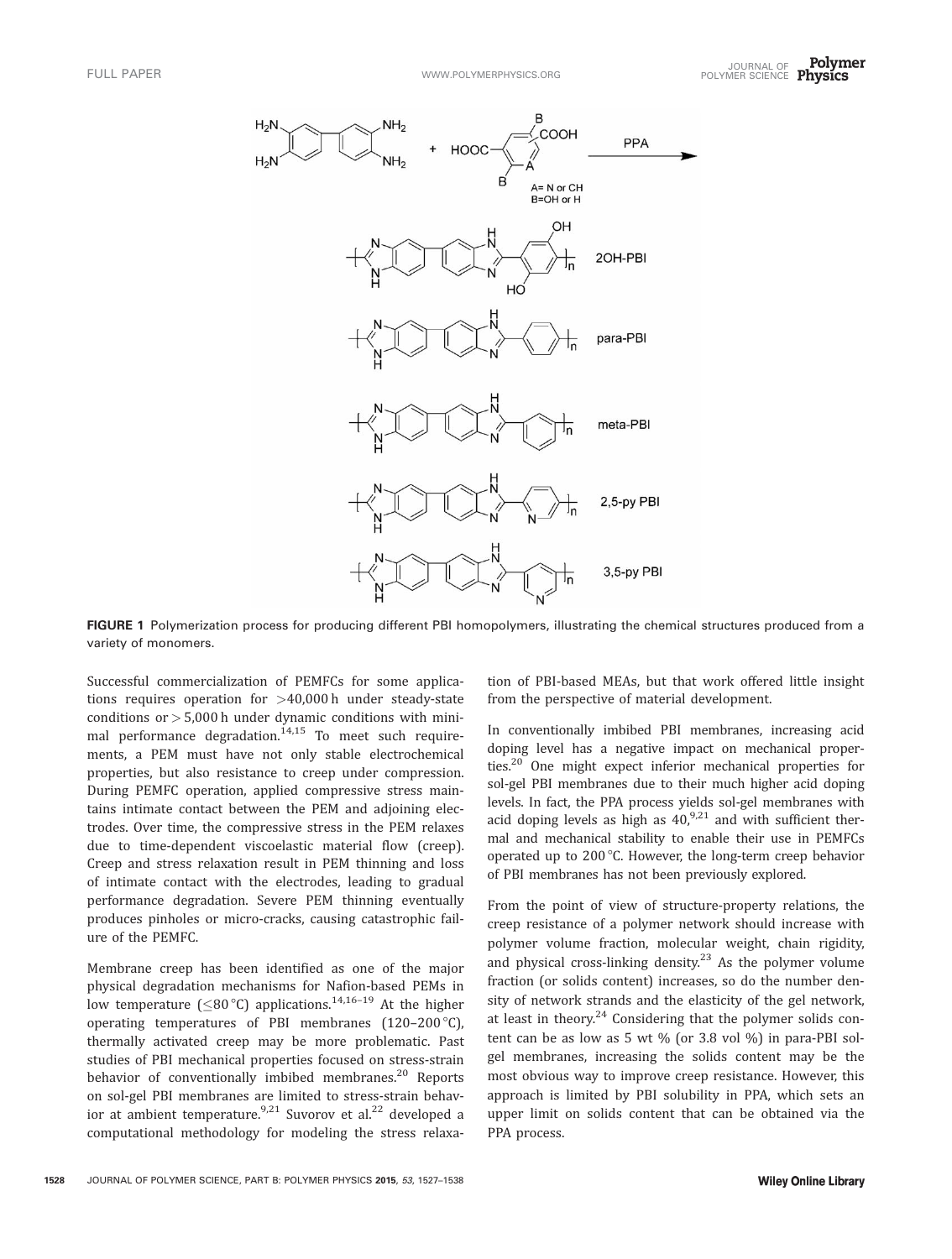FIGURE 1 Polymerization process for producing different PBI homopolymers, illustrating the chemical structures produced from a variety of monomers.

Successful commercialization of PEMFCs for some applications requires operation for >40,000 h under steady-state conditions or > 5,000 h under dynamic conditions with minimal performance degradation.[14,15] To meet such requirements, a PEM must have not only stable electrochemical properties, but also resistance to creep under compression. During PEMFC operation, applied compressive stress maintains intimate contact between the PEM and adjoining electrodes. Over time, the compressive stress in the PEM relaxes due to time-dependent viscoelastic material flow (creep). Creep and stress relaxation result in PEM thinning and loss of intimate contact with the electrodes, leading to gradual performance degradation. Severe PEM thinning eventually produces pinholes or micro-cracks, causing catastrophic failure of the PEMFC.

Membrane creep has been identified as one of the major physical degradation mechanisms for Nafion-based PEMs in low temperature (≤80 °C) applications.[14,16–19] At the higher operating temperatures of PBI membranes (120–200 °C), thermally activated creep may be more problematic. Past studies of PBI mechanical properties focused on stress-strain behavior of conventionally imbibed membranes.[20] Reports on sol-gel PBI membranes are limited to stress-strain behavior at ambient temperature.[9,21] Suvorov et al.[22] developed a computational methodology for modeling the stress relaxation of PBI-based MEAs, but that work offered little insight from the perspective of material development.

In conventionally imbibed PBI membranes, increasing acid doping level has a negative impact on mechanical properties.[20] One might expect inferior mechanical properties for sol-gel PBI membranes due to their much higher acid doping levels. In fact, the PPA process yields sol-gel membranes with acid doping levels as high as 40,[9,21] and with sufficient thermal and mechanical stability to enable their use in PEMFCs operated up to 200 °C. However, the long-term creep behavior of PBI membranes has not been previously explored.

From the point of view of structure-property relations, the creep resistance of a polymer network should increase with polymer volume fraction, molecular weight, chain rigidity, and physical cross-linking density.[23] As the polymer volume fraction (or solids content) increases, so do the number density of network strands and the elasticity of the gel network, at least in theory.[24] Considering that the polymer solids content can be as low as 5 wt % (or 3.8 vol %) in para-PBI sol-gel membranes, increasing the solids content may be the most obvious way to improve creep resistance. However, this approach is limited by PBI solubility in PPA, which sets an upper limit on solids content that can be obtained via the PPA process.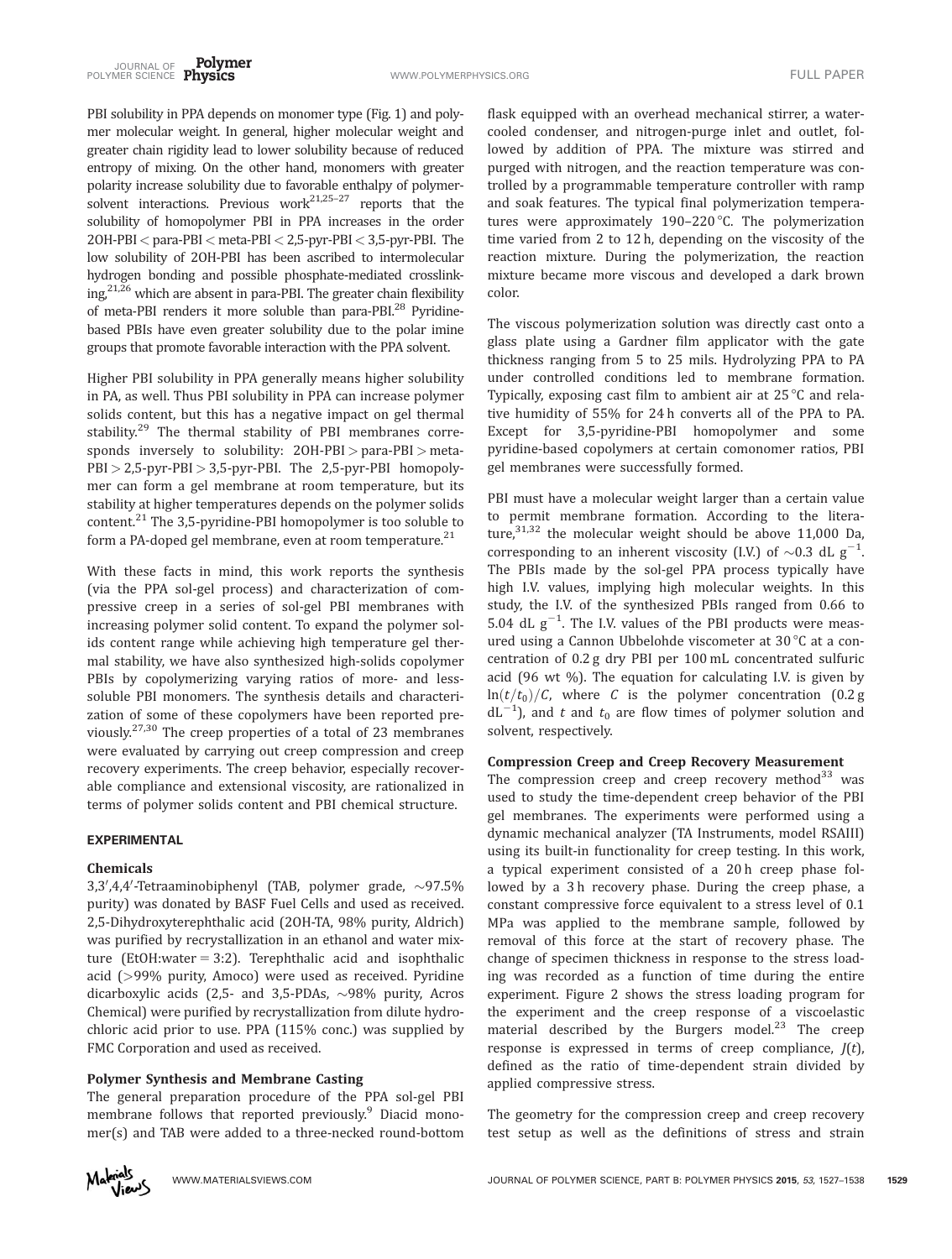PBI solubility in PPA depends on monomer type (Fig. 1) and polymer molecular weight. In general, higher molecular weight and greater chain rigidity lead to lower solubility because of reduced entropy of mixing. On the other hand, monomers with greater polarity increase solubility due to favorable enthalpy of polymer-solvent interactions. Previous work[21,25–27] reports that the solubility of homopolymer PBI in PPA increases in the order 2OH-PBI < para-PBI < meta-PBI < 2,5-pyr-PBI < 3,5-pyr-PBI. The low solubility of 2OH-PBI has been ascribed to intermolecular hydrogen bonding and possible phosphate-mediated crosslinking,[21,26] which are absent in para-PBI. The greater chain flexibility of meta-PBI renders it more soluble than para-PBI.[28] Pyridine-based PBIs have even greater solubility due to the polar imine groups that promote favorable interaction with the PPA solvent.

Higher PBI solubility in PPA generally means higher solubility in PA, as well. Thus PBI solubility in PPA can increase polymer solids content, but this has a negative impact on gel thermal stability.[29] The thermal stability of PBI membranes corresponds inversely to solubility: 2OH-PBI > para-PBI > meta-PBI > 2,5-pyr-PBI > 3,5-pyr-PBI. The 2,5-pyr-PBI homopolymer can form a gel membrane at room temperature, but its stability at higher temperatures depends on the polymer solids content.[21] The 3,5-pyridine-PBI homopolymer is too soluble to form a PA-doped gel membrane, even at room temperature.[21]

With these facts in mind, this work reports the synthesis (via the PPA sol-gel process) and characterization of compressive creep in a series of sol-gel PBI membranes with increasing polymer solid content. To expand the polymer solids content range while achieving high temperature gel thermal stability, we have also synthesized high-solids copolymer PBIs by copolymerizing varying ratios of more- and less-soluble PBI monomers. The synthesis details and characterization of some of these copolymers have been reported previously.[27,30] The creep properties of a total of 23 membranes were evaluated by carrying out creep compression and creep recovery experiments. The creep behavior, especially recoverable compliance and extensional viscosity, are rationalized in terms of polymer solids content and PBI chemical structure.

## EXPERIMENTAL

### Chemicals

3,3′,4,4′-Tetraaminobiphenyl (TAB, polymer grade, ~97.5% purity) was donated by BASF Fuel Cells and used as received. 2,5-Dihydroxyterephthalic acid (2OH-TA, 98% purity, Aldrich) was purified by recrystallization in an ethanol and water mixture (EtOH:water = 3:2). Terephthalic acid and isophthalic acid (>99% purity, Amoco) were used as received. Pyridine dicarboxylic acids (2,5- and 3,5-PDAs, ~98% purity, Acros Chemical) were purified by recrystallization from dilute hydrochloric acid prior to use. PPA (115% conc.) was supplied by FMC Corporation and used as received.

### Polymer Synthesis and Membrane Casting

The general preparation procedure of the PPA sol-gel PBI membrane follows that reported previously.[9] Diacid monomer(s) and TAB were added to a three-necked round-bottom flask equipped with an overhead mechanical stirrer, a water-cooled condenser, and nitrogen-purge inlet and outlet, followed by addition of PPA. The mixture was stirred and purged with nitrogen, and the reaction temperature was controlled by a programmable temperature controller with ramp and soak features. The typical final polymerization temperatures were approximately 190–220 °C. The polymerization time varied from 2 to 12 h, depending on the viscosity of the reaction mixture. During the polymerization, the reaction mixture became more viscous and developed a dark brown color.

The viscous polymerization solution was directly cast onto a glass plate using a Gardner film applicator with the gate thickness ranging from 5 to 25 mils. Hydrolyzing PPA to PA under controlled conditions led to membrane formation. Typically, exposing cast film to ambient air at 25 °C and relative humidity of 55% for 24 h converts all of the PPA to PA. Except for 3,5-pyridine-PBI homopolymer and some pyridine-based copolymers at certain comonomer ratios, PBI gel membranes were successfully formed.

PBI must have a molecular weight larger than a certain value to permit membrane formation. According to the literature,[31,32] the molecular weight should be above 11,000 Da, corresponding to an inherent viscosity (I.V.) of ~0.3 dL $g^{-1}$. The PBIs made by the sol-gel PPA process typically have high I.V. values, implying high molecular weights. In this study, the I.V. of the synthesized PBIs ranged from 0.66 to 5.04 dL $g^{-1}$. The I.V. values of the PBI products were measured using a Cannon Ubbelohde viscometer at 30 °C at a concentration of 0.2 g dry PBI per 100 mL concentrated sulfuric acid (96 wt %). The equation for calculating I.V. is given by $\ln(t/t_0)/C$, where $C$ is the polymer concentration (0.2 g $dL^{-1}$), and $t$ and $t_0$ are flow times of polymer solution and solvent, respectively.

### Compression Creep and Creep Recovery Measurement

The compression creep and creep recovery method[33] was used to study the time-dependent creep behavior of the PBI gel membranes. The experiments were performed using a dynamic mechanical analyzer (TA Instruments, model RSAIII) using its built-in functionality for creep testing. In this work, a typical experiment consisted of a 20 h creep phase followed by a 3 h recovery phase. During the creep phase, a constant compressive force equivalent to a stress level of 0.1 MPa was applied to the membrane sample, followed by removal of this force at the start of recovery phase. The change of specimen thickness in response to the stress loading was recorded as a function of time during the entire experiment. Figure 2 shows the stress loading program for the experiment and the creep response of a viscoelastic material described by the Burgers model.[23] The creep response is expressed in terms of creep compliance, $J(t)$, defined as the ratio of time-dependent strain divided by applied compressive stress.

The geometry for the compression creep and creep recovery test setup as well as the definitions of stress and strain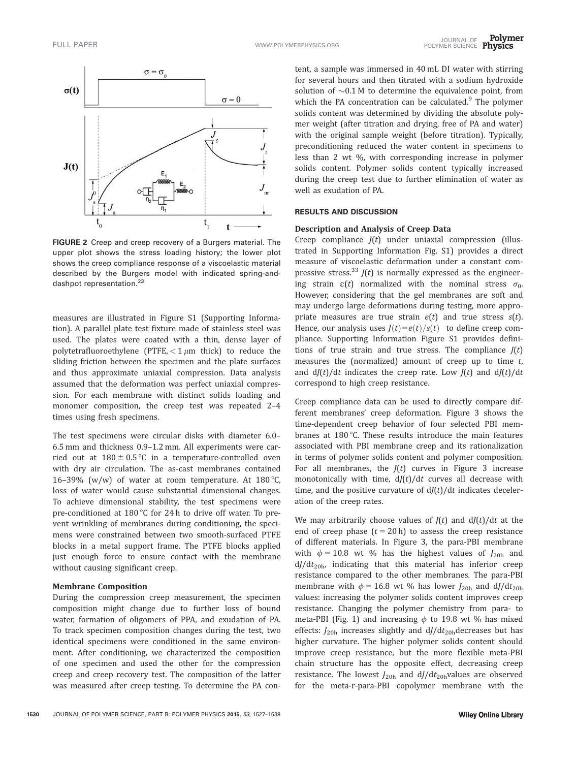FIGURE 2 Creep and creep recovery of a Burgers material. The upper plot shows the stress loading history; the lower plot shows the creep compliance response of a viscoelastic material described by the Burgers model with indicated spring-and-dashpot representation.[23]

measures are illustrated in Figure S1 (Supporting Information). A parallel plate test fixture made of stainless steel was used. The plates were coated with a thin, dense layer of polytetrafluoroethylene (PTFE, $< 1\ \mu$m thick) to reduce the sliding friction between the specimen and the plate surfaces and thus approximate uniaxial compression. Data analysis assumed that the deformation was perfect uniaxial compression. For each membrane with distinct solids loading and monomer composition, the creep test was repeated 2–4 times using fresh specimens.

The test specimens were circular disks with diameter 6.0–6.5 mm and thickness 0.9–1.2 mm. All experiments were carried out at $180 \pm 0.5\,°$C in a temperature-controlled oven with dry air circulation. The as-cast membranes contained 16–39% (w/w) of water at room temperature. At 180 °C, loss of water would cause substantial dimensional changes. To achieve dimensional stability, the test specimens were pre-conditioned at 180 °C for 24 h to drive off water. To prevent wrinkling of membranes during conditioning, the specimens were constrained between two smooth-surfaced PTFE blocks in a metal support frame. The PTFE blocks applied just enough force to ensure contact with the membrane without causing significant creep.

### Membrane Composition

During the compression creep measurement, the specimen composition might change due to further loss of bound water, formation of oligomers of PPA, and exudation of PA. To track specimen composition changes during the test, two identical specimens were conditioned in the same environment. After conditioning, we characterized the composition of one specimen and used the other for the compression creep and creep recovery test. The composition of the latter was measured after creep testing. To determine the PA content, a sample was immersed in 40 mL DI water with stirring for several hours and then titrated with a sodium hydroxide solution of ~0.1 M to determine the equivalence point, from which the PA concentration can be calculated.[9] The polymer solids content was determined by dividing the absolute polymer weight (after titration and drying, free of PA and water) with the original sample weight (before titration). Typically, preconditioning reduced the water content in specimens to less than 2 wt %, with corresponding increase in polymer solids content. Polymer solids content typically increased during the creep test due to further elimination of water as well as exudation of PA.

## RESULTS AND DISCUSSION

### Description and Analysis of Creep Data

Creep compliance $J(t)$ under uniaxial compression (illustrated in Supporting Information Fig. S1) provides a direct measure of viscoelastic deformation under a constant compressive stress.[33] $J(t)$ is normally expressed as the engineering strain $\varepsilon(t)$ normalized with the nominal stress $\sigma_0$. However, considering that the gel membranes are soft and may undergo large deformations during testing, more appropriate measures are true strain $e(t)$ and true stress $s(t)$. Hence, our analysis uses $J(t)=e(t)/s(t)$ to define creep compliance. Supporting Information Figure S1 provides definitions of true strain and true stress. The compliance $J(t)$ measures the (normalized) amount of creep up to time $t$, and $\mathrm{d}J(t)/\mathrm{d}t$ indicates the creep rate. Low $J(t)$ and $\mathrm{d}J(t)/\mathrm{d}t$ correspond to high creep resistance.

Creep compliance data can be used to directly compare different membranes' creep deformation. Figure 3 shows the time-dependent creep behavior of four selected PBI membranes at 180 °C. These results introduce the main features associated with PBI membrane creep and its rationalization in terms of polymer solids content and polymer composition. For all membranes, the $J(t)$ curves in Figure 3 increase monotonically with time, $\mathrm{d}J(t)/\mathrm{d}t$ curves all decrease with time, and the positive curvature of $\mathrm{d}J(t)/\mathrm{d}t$ indicates deceleration of the creep rates.

We may arbitrarily choose values of $J(t)$ and $\mathrm{d}J(t)/\mathrm{d}t$ at the end of creep phase ($t = 20$ h) to assess the creep resistance of different materials. In Figure 3, the para-PBI membrane with $\phi = 10.8$ wt % has the highest values of $J_{20\mathrm{h}}$ and $\mathrm{d}J/\mathrm{d}t_{20\mathrm{h}}$, indicating that this material has inferior creep resistance compared to the other membranes. The para-PBI membrane with $\phi = 16.8$ wt % has lower $J_{20\mathrm{h}}$ and $\mathrm{d}J/\mathrm{d}t_{20\mathrm{h}}$ values: increasing the polymer solids content improves creep resistance. Changing the polymer chemistry from para- to meta-PBI (Fig. 1) and increasing $\phi$ to 19.8 wt % has mixed effects: $J_{20\mathrm{h}}$ increases slightly and $\mathrm{d}J/\mathrm{d}t_{20\mathrm{h}}$ decreases but has higher curvature. The higher polymer solids content should improve creep resistance, but the more flexible meta-PBI chain structure has the opposite effect, decreasing creep resistance. The lowest $J_{20\mathrm{h}}$ and $\mathrm{d}J/\mathrm{d}t_{20\mathrm{h}}$ values are observed for the meta-r-para-PBI copolymer membrane with the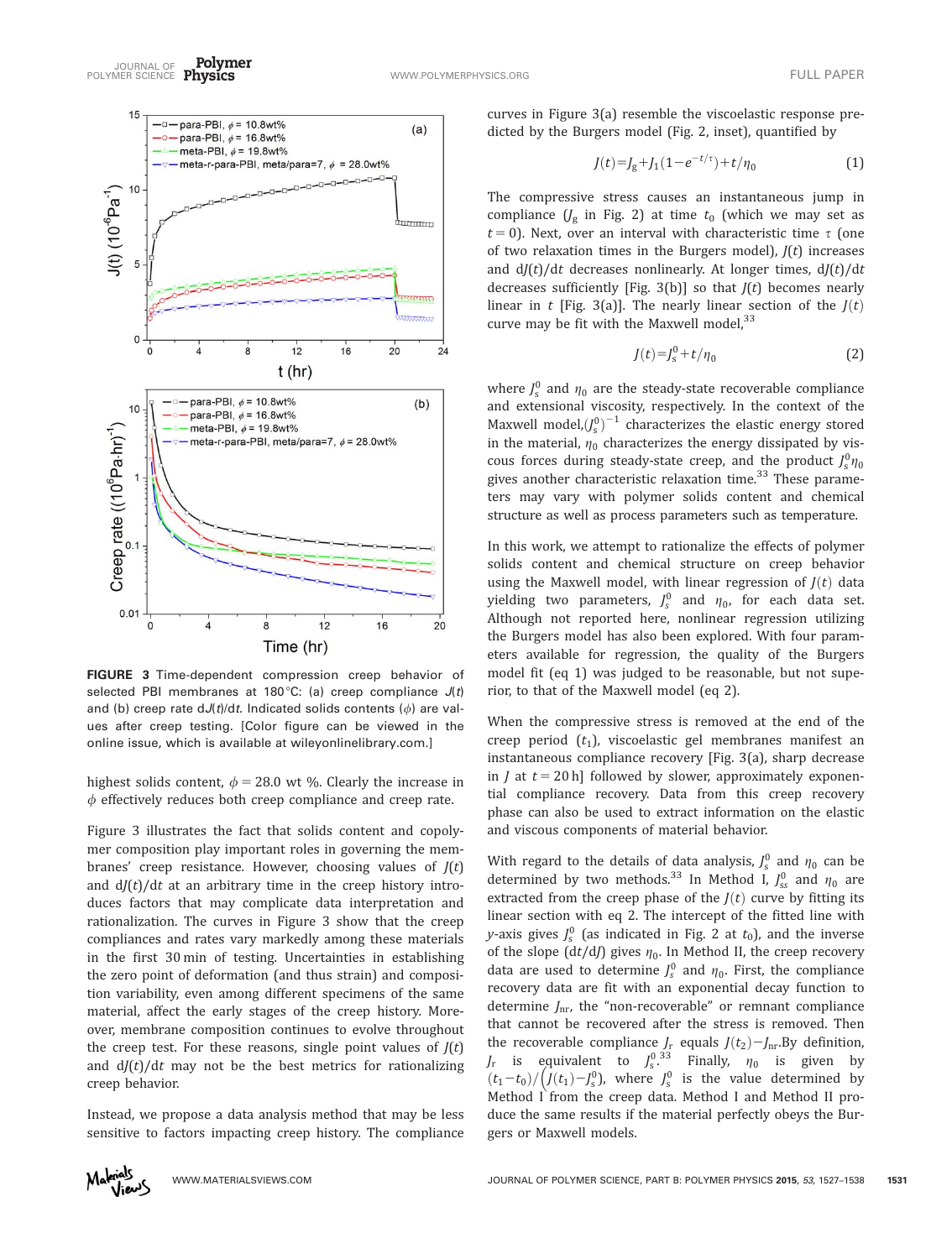FIGURE 3 Time-dependent compression creep behavior of selected PBI membranes at 180 °C: (a) creep compliance $J(t)$ and (b) creep rate $dJ(t)/dt$. Indicated solids contents ($\phi$) are values after creep testing. [Color figure can be viewed in the online issue, which is available at wileyonlinelibrary.com.]

highest solids content, $\phi = 28.0$ wt %. Clearly the increase in $\phi$ effectively reduces both creep compliance and creep rate.

Figure 3 illustrates the fact that solids content and copolymer composition play important roles in governing the membranes' creep resistance. However, choosing values of $J(t)$ and $dJ(t)/dt$ at an arbitrary time in the creep history introduces factors that may complicate data interpretation and rationalization. The curves in Figure 3 show that the creep compliances and rates vary markedly among these materials in the first 30 min of testing. Uncertainties in establishing the zero point of deformation (and thus strain) and composition variability, even among different specimens of the same material, affect the early stages of the creep history. Moreover, membrane composition continues to evolve throughout the creep test. For these reasons, single point values of $J(t)$ and $dJ(t)/dt$ may not be the best metrics for rationalizing creep behavior.

Instead, we propose a data analysis method that may be less sensitive to factors impacting creep history. The compliance curves in Figure 3(a) resemble the viscoelastic response predicted by the Burgers model (Fig. 2, inset), quantified by

$$J(t) = J_g + J_1\left(1 - e^{-t/\tau}\right) + t/\eta_0 \tag{1}$$

The compressive stress causes an instantaneous jump in compliance ($J_g$ in Fig. 2) at time $t_0$ (which we may set as $t = 0$). Next, over an interval with characteristic time $\tau$ (one of two relaxation times in the Burgers model), $J(t)$ increases and $dJ(t)/dt$ decreases nonlinearly. At longer times, $dJ(t)/dt$ decreases sufficiently [Fig. 3(b)] so that $J(t)$ becomes nearly linear in $t$ [Fig. 3(a)]. The nearly linear section of the $J(t)$ curve may be fit with the Maxwell model,[33]

$$J(t) = J_s^0 + t/\eta_0 \tag{2}$$

where $J_s^0$ and $\eta_0$ are the steady-state recoverable compliance and extensional viscosity, respectively. In the context of the Maxwell model, $(J_s^0)^{-1}$ characterizes the elastic energy stored in the material, $\eta_0$ characterizes the energy dissipated by viscous forces during steady-state creep, and the product $J_s^0\eta_0$ gives another characteristic relaxation time.[33] These parameters may vary with polymer solids content and chemical structure as well as process parameters such as temperature.

In this work, we attempt to rationalize the effects of polymer solids content and chemical structure on creep behavior using the Maxwell model, with linear regression of $J(t)$ data yielding two parameters, $J_s^0$ and $\eta_0$, for each data set. Although not reported here, nonlinear regression utilizing the Burgers model has also been explored. With four parameters available for regression, the quality of the Burgers model fit (eq 1) was judged to be reasonable, but not superior, to that of the Maxwell model (eq 2).

When the compressive stress is removed at the end of the creep period ($t_1$), viscoelastic gel membranes manifest an instantaneous compliance recovery [Fig. 3(a), sharp decrease in $J$ at $t = 20$ h] followed by slower, approximately exponential compliance recovery. Data from this creep recovery phase can also be used to extract information on the elastic and viscous components of material behavior.

With regard to the details of data analysis, $J_s^0$ and $\eta_0$ can be determined by two methods.[33] In Method I, $J_{ss}^0$ and $\eta_0$ are extracted from the creep phase of the $J(t)$ curve by fitting its linear section with eq 2. The intercept of the fitted line with $y$-axis gives $J_s^0$ (as indicated in Fig. 2 at $t_0$), and the inverse of the slope ($dt/dJ$) gives $\eta_0$. In Method II, the creep recovery data are used to determine $J_s^0$ and $\eta_0$. First, the creep recovery data are fit with an exponential decay function to determine $J_{nr}$, the "non-recoverable" or remnant compliance that cannot be recovered after the stress is removed. Then the recoverable compliance $J_r$ equals $J(t_2) - J_{nr}$. By definition, $J_r$ is equivalent to $J_s^0$.[33] Finally, $\eta_0$ is given by $(t_1 - t_0)/\left(J(t_1) - J_s^0\right)$, where $J_s^0$ is the value determined by Method I from the creep data. Method I and Method II produce the same results if the material perfectly obeys the Burgers or Maxwell models.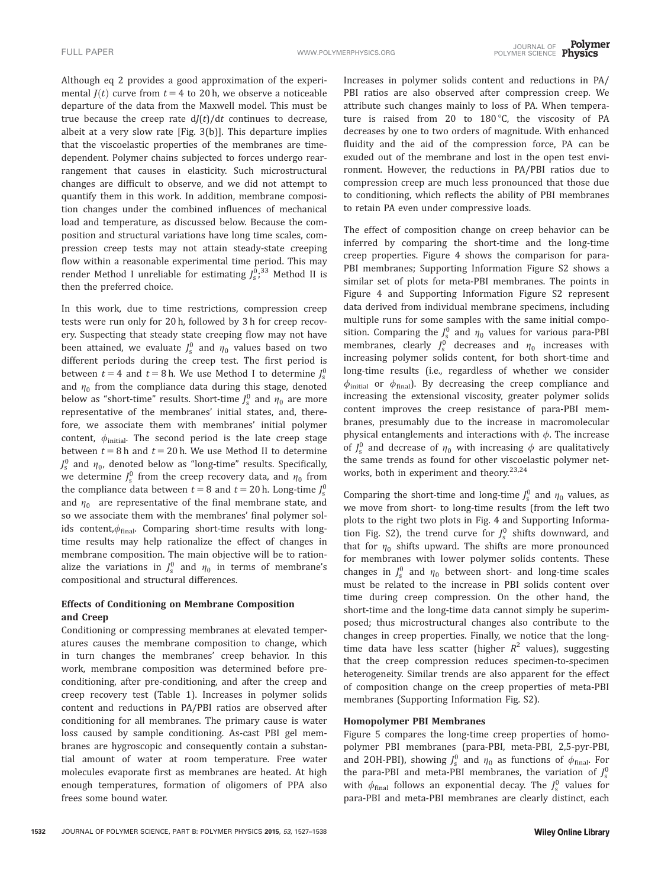Although eq 2 provides a good approximation of the experimental $J(t)$ curve from $t = 4$ to 20 h, we observe a noticeable departure of the data from the Maxwell model. This must be true because the creep rate $dJ(t)/dt$ continues to decrease, albeit at a very slow rate [Fig. 3(b)]. This departure implies that the viscoelastic properties of the membranes are time-dependent. Polymer chains subjected to forces undergo rearrangement that causes in elasticity. Such microstructural changes are difficult to observe, and we did not attempt to quantify them in this work. In addition, membrane composition changes under the combined influences of mechanical load and temperature, as discussed below. Because the composition and structural variations have long time scales, compression creep tests may not attain steady-state creeping flow within a reasonable experimental time period. This may render Method I unreliable for estimating $J_s^0$;[33] Method II is then the preferred choice.

In this work, due to time restrictions, compression creep tests were run only for 20 h, followed by 3 h for creep recovery. Suspecting that steady state creeping flow may not have been attained, we evaluate $J_s^0$ and $\eta_0$ values based on two different periods during the creep test. The first period is between $t = 4$ and $t = 8$ h. We use Method I to determine $J_s^0$ and $\eta_0$ from the compliance data during this stage, denoted below as "short-time" results. Short-time $J_s^0$ and $\eta_0$ are more representative of the membranes' initial states, and, therefore, we associate them with membranes' initial polymer content, $\phi_{\text{initial}}$. The second period is the late creep stage between $t = 8$ h and $t = 20$ h. We use Method II to determine $J_s^0$ and $\eta_0$, denoted below as "long-time" results. Specifically, we determine $J_s^0$ from the creep recovery data, and $\eta_0$ from the compliance data between $t = 8$ and $t = 20$ h. Long-time $J_s^0$ and $\eta_0$ are representative of the final membrane state, and so we associate them with the membranes' final polymer solids content, $\phi_{\text{final}}$. Comparing short-time results with long-time results may help rationalize the effect of changes in membrane composition. The main objective will be to rationalize the variations in $J_s^0$ and $\eta_0$ in terms of membrane's compositional and structural differences.

### Effects of Conditioning on Membrane Composition and Creep

Conditioning or compressing membranes at elevated temperatures causes the membrane composition to change, which in turn changes the membranes' creep behavior. In this work, membrane composition was determined before preconditioning, after pre-conditioning, and after the creep and creep recovery test (Table 1). Increases in polymer solids content and reductions in PA/PBI ratios are observed after conditioning for all membranes. The primary cause is water loss caused by sample conditioning. As-cast PBI gel membranes are hygroscopic and consequently contain a substantial amount of water at room temperature. Free water molecules evaporate first as membranes are heated. At high enough temperatures, formation of oligomers of PPA also frees some bound water.

Increases in polymer solids content and reductions in PA/PBI ratios are also observed after compression creep. We attribute such changes mainly to loss of PA. When temperature is raised from 20 to 180 °C, the viscosity of PA decreases by one to two orders of magnitude. With enhanced fluidity and the aid of the compression force, PA can be exuded out of the membrane and lost in the open test environment. However, the reductions in PA/PBI ratios due to compression creep are much less pronounced that those due to conditioning, which reflects the ability of PBI membranes to retain PA even under compressive loads.

The effect of composition change on creep behavior can be inferred by comparing the short-time and the long-time creep properties. Figure 4 shows the comparison for para-PBI membranes; Supporting Information Figure S2 shows a similar set of plots for meta-PBI membranes. The points in Figure 4 and Supporting Information Figure S2 represent data derived from individual membrane specimens, including multiple runs for some samples with the same initial composition. Comparing the $J_s^0$ and $\eta_0$ values for various para-PBI membranes, clearly $J_s^0$ decreases and $\eta_0$ increases with increasing polymer solids content, for both short-time and long-time results (i.e., regardless of whether we consider $\phi_{\text{initial}}$ or $\phi_{\text{final}}$). By decreasing the creep compliance and increasing the extensional viscosity, greater polymer solids content improves the creep resistance of para-PBI membranes, presumably due to the increase in macromolecular physical entanglements and interactions with $\phi$. The increase of $J_s^0$ and decrease of $\eta_0$ with increasing $\phi$ are qualitatively the same trends as found for other viscoelastic polymer networks, both in experiment and theory.[23,24]

Comparing the short-time and long-time $J_s^0$ and $\eta_0$ values, as we move from short- to long-time results (from the left two plots to the right two plots in Fig. 4 and Supporting Information Fig. S2), the trend curve for $J_s^0$ shifts downward, and that for $\eta_0$ shifts upward. The shifts are more pronounced for membranes with lower polymer solids contents. These changes in $J_s^0$ and $\eta_0$ between short- and long-time scales must be related to the increase in PBI solids content over time during creep compression. On the other hand, the short-time and the long-time data cannot simply be superimposed; thus microstructural changes also contribute to the changes in creep properties. Finally, we notice that the long-time data have less scatter (higher $R^2$ values), suggesting that the creep compression reduces specimen-to-specimen heterogeneity. Similar trends are also apparent for the effect of composition change on the creep properties of meta-PBI membranes (Supporting Information Fig. S2).

### Homopolymer PBI Membranes

Figure 5 compares the long-time creep properties of homopolymer PBI membranes (para-PBI, meta-PBI, 2,5-pyr-PBI, and 2OH-PBI), showing $J_s^0$ and $\eta_0$ as functions of $\phi_{\text{final}}$. For the para-PBI and meta-PBI membranes, the variation of $J_s^0$ with $\phi_{\text{final}}$ follows an exponential decay. The $J_s^0$ values for para-PBI and meta-PBI membranes are clearly distinct, each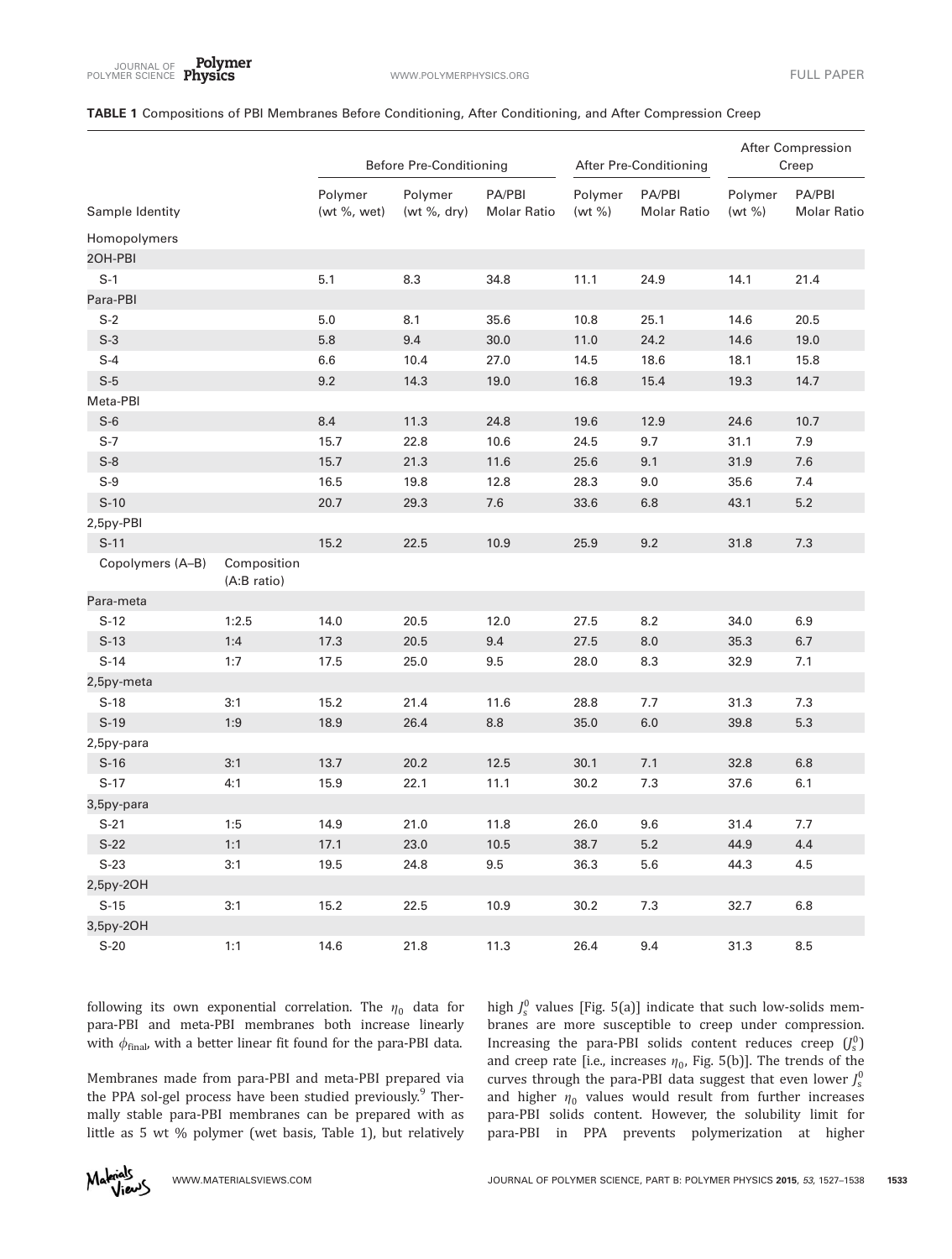**TABLE 1** Compositions of PBI Membranes Before Conditioning, After Conditioning, and After Compression Creep

| Sample Identity | | Before Pre-Conditioning | | | After Pre-Conditioning | | After Compression Creep | |
|---|---|---|---|---|---|---|---|---|
| | | Polymer (wt %, wet) | Polymer (wt %, dry) | PA/PBI Molar Ratio | Polymer (wt %) | PA/PBI Molar Ratio | Polymer (wt %) | PA/PBI Molar Ratio |
| Homopolymers | | | | | | | | |
| 2OH-PBI | | | | | | | | |
| S-1 | | 5.1 | 8.3 | 34.8 | 11.1 | 24.9 | 14.1 | 21.4 |
| Para-PBI | | | | | | | | |
| S-2 | | 5.0 | 8.1 | 35.6 | 10.8 | 25.1 | 14.6 | 20.5 |
| S-3 | | 5.8 | 9.4 | 30.0 | 11.0 | 24.2 | 14.6 | 19.0 |
| S-4 | | 6.6 | 10.4 | 27.0 | 14.5 | 18.6 | 18.1 | 15.8 |
| S-5 | | 9.2 | 14.3 | 19.0 | 16.8 | 15.4 | 19.3 | 14.7 |
| Meta-PBI | | | | | | | | |
| S-6 | | 8.4 | 11.3 | 24.8 | 19.6 | 12.9 | 24.6 | 10.7 |
| S-7 | | 15.7 | 22.8 | 10.6 | 24.5 | 9.7 | 31.1 | 7.9 |
| S-8 | | 15.7 | 21.3 | 11.6 | 25.6 | 9.1 | 31.9 | 7.6 |
| S-9 | | 16.5 | 19.8 | 12.8 | 28.3 | 9.0 | 35.6 | 7.4 |
| S-10 | | 20.7 | 29.3 | 7.6 | 33.6 | 6.8 | 43.1 | 5.2 |
| 2,5py-PBI | | | | | | | | |
| S-11 | | 15.2 | 22.5 | 10.9 | 25.9 | 9.2 | 31.8 | 7.3 |
| Copolymers (A–B) | Composition (A:B ratio) | | | | | | | |
| Para-meta | | | | | | | | |
| S-12 | 1:2.5 | 14.0 | 20.5 | 12.0 | 27.5 | 8.2 | 34.0 | 6.9 |
| S-13 | 1:4 | 17.3 | 20.5 | 9.4 | 27.5 | 8.0 | 35.3 | 6.7 |
| S-14 | 1:7 | 17.5 | 25.0 | 9.5 | 28.0 | 8.3 | 32.9 | 7.1 |
| 2,5py-meta | | | | | | | | |
| S-18 | 3:1 | 15.2 | 21.4 | 11.6 | 28.8 | 7.7 | 31.3 | 7.3 |
| S-19 | 1:9 | 18.9 | 26.4 | 8.8 | 35.0 | 6.0 | 39.8 | 5.3 |
| 2,5py-para | | | | | | | | |
| S-16 | 3:1 | 13.7 | 20.2 | 12.5 | 30.1 | 7.1 | 32.8 | 6.8 |
| S-17 | 4:1 | 15.9 | 22.1 | 11.1 | 30.2 | 7.3 | 37.6 | 6.1 |
| 3,5py-para | | | | | | | | |
| S-21 | 1:5 | 14.9 | 21.0 | 11.8 | 26.0 | 9.6 | 31.4 | 7.7 |
| S-22 | 1:1 | 17.1 | 23.0 | 10.5 | 38.7 | 5.2 | 44.9 | 4.4 |
| S-23 | 3:1 | 19.5 | 24.8 | 9.5 | 36.3 | 5.6 | 44.3 | 4.5 |
| 2,5py-2OH | | | | | | | | |
| S-15 | 3:1 | 15.2 | 22.5 | 10.9 | 30.2 | 7.3 | 32.7 | 6.8 |
| 3,5py-2OH | | | | | | | | |
| S-20 | 1:1 | 14.6 | 21.8 | 11.3 | 26.4 | 9.4 | 31.3 | 8.5 |

following its own exponential correlation. The $\eta_0$ data for para-PBI and meta-PBI membranes both increase linearly with $\phi_{final}$, with a better linear fit found for the para-PBI data.

Membranes made from para-PBI and meta-PBI prepared via the PPA sol-gel process have been studied previously.[9] Thermally stable para-PBI membranes can be prepared with as little as 5 wt % polymer (wet basis, Table 1), but relatively high $J_s^0$ values [Fig. 5(a)] indicate that such low-solids membranes are more susceptible to creep under compression. Increasing the para-PBI solids content reduces creep ($J_s^0$) and creep rate [i.e., increases $\eta_0$, Fig. 5(b)]. The trends of the curves through the para-PBI data suggest that even lower $J_s^0$ and higher $\eta_0$ values would result from further increases para-PBI solids content. However, the solubility limit for para-PBI in PPA prevents polymerization at higher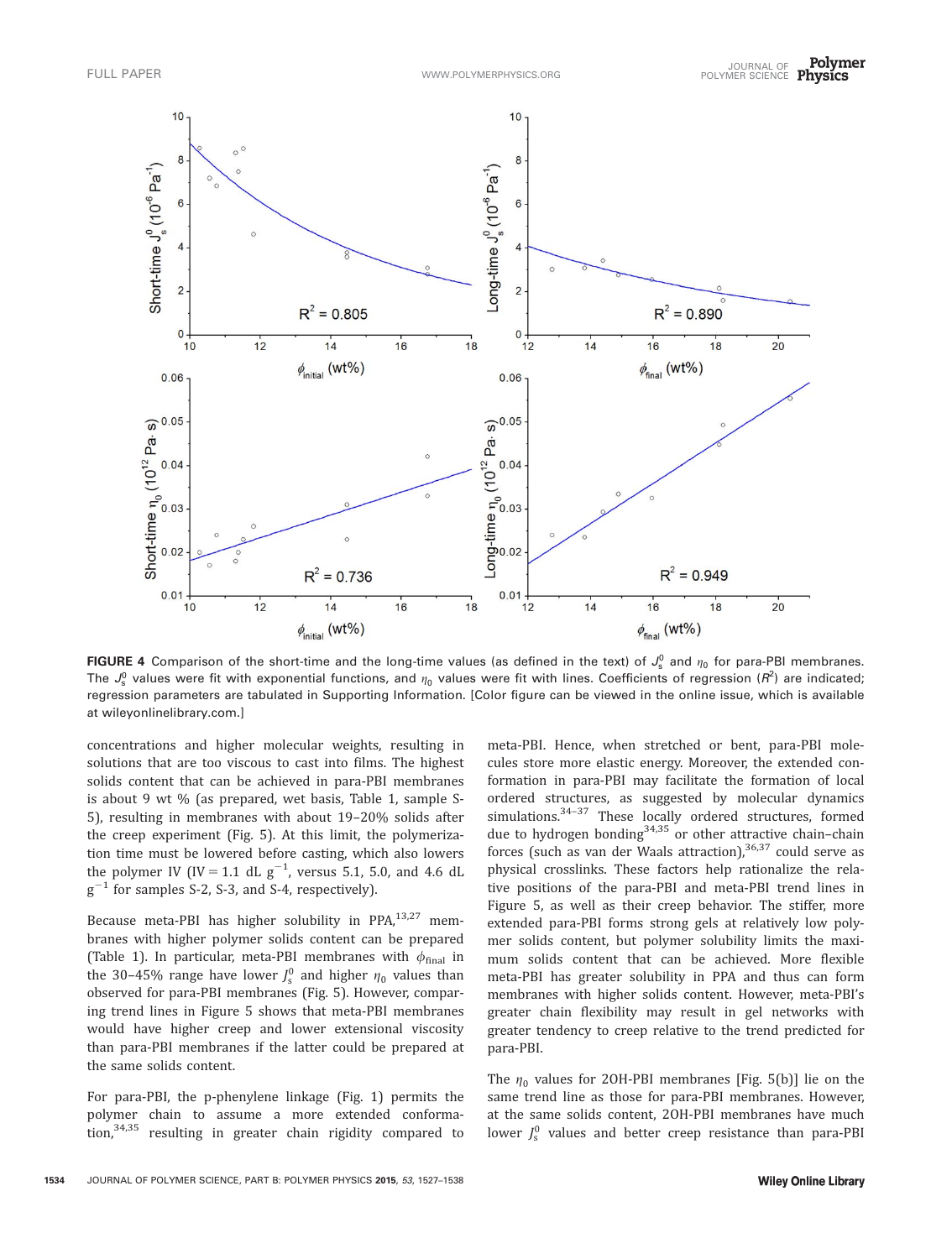FIGURE 4 Comparison of the short-time and the long-time values (as defined in the text) of $J_s^0$ and $\eta_0$ for para-PBI membranes. The $J_s^0$ values were fit with exponential functions, and $\eta_0$ values were fit with lines. Coefficients of regression ($R^2$) are indicated; regression parameters are tabulated in Supporting Information. [Color figure can be viewed in the online issue, which is available at wileyonlinelibrary.com.]

concentrations and higher molecular weights, resulting in solutions that are too viscous to cast into films. The highest solids content that can be achieved in para-PBI membranes is about 9 wt % (as prepared, wet basis, Table 1, sample S-5), resulting in membranes with about 19–20% solids after the creep experiment (Fig. 5). At this limit, the polymerization time must be lowered before casting, which also lowers the polymer IV (IV = 1.1 dL g$^{-1}$, versus 5.1, 5.0, and 4.6 dL g$^{-1}$ for samples S-2, S-3, and S-4, respectively).

Because meta-PBI has higher solubility in PPA,[13,27] membranes with higher polymer solids content can be prepared (Table 1). In particular, meta-PBI membranes with $\phi_{\text{final}}$ in the 30–45% range have lower $J_s^0$ and higher $\eta_0$ values than observed for para-PBI membranes (Fig. 5). However, comparing trend lines in Figure 5 shows that meta-PBI membranes would have higher creep and lower extensional viscosity than para-PBI membranes if the latter could be prepared at the same solids content.

For para-PBI, the p-phenylene linkage (Fig. 1) permits the polymer chain to assume a more extended conformation,[34,35] resulting in greater chain rigidity compared to meta-PBI. Hence, when stretched or bent, para-PBI molecules store more elastic energy. Moreover, the extended conformation in para-PBI may facilitate the formation of local ordered structures, as suggested by molecular dynamics simulations.[34–37] These locally ordered structures, formed due to hydrogen bonding[34,35] or other attractive chain–chain forces (such as van der Waals attraction),[36,37] could serve as physical crosslinks. These factors help rationalize the relative positions of the para-PBI and meta-PBI trend lines in Figure 5, as well as their creep behavior. The stiffer, more extended para-PBI forms strong gels at relatively low polymer solids content, but polymer solubility limits the maximum solids content that can be achieved. More flexible meta-PBI has greater solubility in PPA and thus can form membranes with higher solids content. However, meta-PBI's greater chain flexibility may result in gel networks with greater tendency to creep relative to the trend predicted for para-PBI.

The $\eta_0$ values for 2OH-PBI membranes [Fig. 5(b)] lie on the same trend line as those for para-PBI membranes. However, at the same solids content, 2OH-PBI membranes have much lower $J_s^0$ values and better creep resistance than para-PBI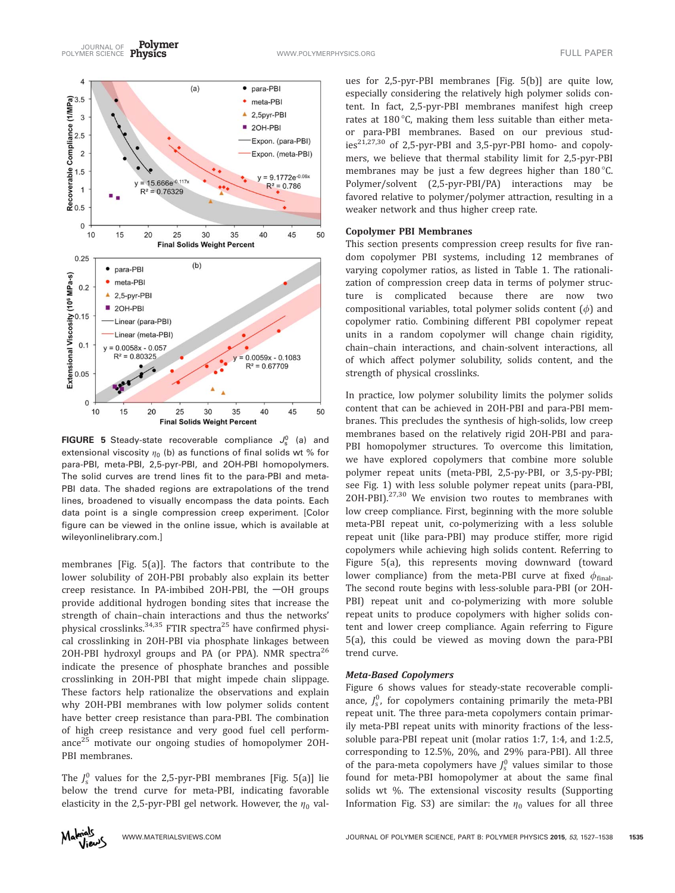FIGURE 5 Steady-state recoverable compliance $J_s^0$ (a) and extensional viscosity $\eta_0$ (b) as functions of final solids wt % for para-PBI, meta-PBI, 2,5-pyr-PBI, and 2OH-PBI homopolymers. The solid curves are trend lines fit to the para-PBI and meta-PBI data. The shaded regions are extrapolations of the trend lines, broadened to visually encompass the data points. Each data point is a single compression creep experiment. [Color figure can be viewed in the online issue, which is available at wileyonlinelibrary.com.]

membranes [Fig. 5(a)]. The factors that contribute to the lower solubility of 2OH-PBI probably also explain its better creep resistance. In PA-imbibed 2OH-PBI, the —OH groups provide additional hydrogen bonding sites that increase the strength of chain–chain interactions and thus the networks' physical crosslinks.[34,35] FTIR spectra[25] have confirmed physical crosslinking in 2OH-PBI via phosphate linkages between 2OH-PBI hydroxyl groups and PA (or PPA). NMR spectra[26] indicate the presence of phosphate branches and possible crosslinking in 2OH-PBI that might impede chain slippage. These factors help rationalize the observations and explain why 2OH-PBI membranes with low polymer solids content have better creep resistance than para-PBI. The combination of high creep resistance and very good fuel cell performance[25] motivate our ongoing studies of homopolymer 2OH-PBI membranes.

The $J_s^0$ values for the 2,5-pyr-PBI membranes [Fig. 5(a)] lie below the trend curve for meta-PBI, indicating favorable elasticity in the 2,5-pyr-PBI gel network. However, the $\eta_0$ values for 2,5-pyr-PBI membranes [Fig. 5(b)] are quite low, especially considering the relatively high polymer solids content. In fact, 2,5-pyr-PBI membranes manifest high creep rates at 180 °C, making them less suitable than either meta- or para-PBI membranes. Based on our previous studies[21,27,30] of 2,5-pyr-PBI and 3,5-pyr-PBI homo- and copolymers, we believe that thermal stability limit for 2,5-pyr-PBI membranes may be just a few degrees higher than 180 °C. Polymer/solvent (2,5-pyr-PBI/PA) interactions may be favored relative to polymer/polymer attraction, resulting in a weaker network and thus higher creep rate.

### Copolymer PBI Membranes

This section presents compression creep results for five random copolymer PBI systems, including 12 membranes of varying copolymer ratios, as listed in Table 1. The rationalization of compression creep data in terms of polymer structure is complicated because there are now two compositional variables, total polymer solids content ($\phi$) and copolymer ratio. Combining different PBI copolymer repeat units in a random copolymer will change chain rigidity, chain–chain interactions, and chain-solvent interactions, all of which affect polymer solubility, solids content, and the strength of physical crosslinks.

In practice, low polymer solubility limits the polymer solids content that can be achieved in 2OH-PBI and para-PBI membranes. This precludes the synthesis of high-solids, low creep membranes based on the relatively rigid 2OH-PBI and para-PBI homopolymer structures. To overcome this limitation, we have explored copolymers that combine more soluble polymer repeat units (meta-PBI, 2,5-py-PBI, or 3,5-py-PBI; see Fig. 1) with less soluble polymer repeat units (para-PBI, 2OH-PBI).[27,30] We envision two routes to membranes with low creep compliance. First, beginning with the more soluble meta-PBI repeat unit, co-polymerizing with a less soluble repeat unit (like para-PBI) may produce stiffer, more rigid copolymers while achieving high solids content. Referring to Figure 5(a), this represents moving downward (toward lower compliance) from the meta-PBI curve at fixed $\phi_{final}$. The second route begins with less-soluble para-PBI (or 2OH-PBI) repeat unit and co-polymerizing with more soluble repeat units to produce copolymers with higher solids content and lower creep compliance. Again referring to Figure 5(a), this could be viewed as moving down the para-PBI trend curve.

#### *Meta-Based Copolymers*

Figure 6 shows values for steady-state recoverable compliance, $J_s^0$, for copolymers containing primarily the meta-PBI repeat unit. The three para-meta copolymers contain primarily meta-PBI repeat units with minority fractions of the less-soluble para-PBI repeat unit (molar ratios 1:7, 1:4, and 1:2.5, corresponding to 12.5%, 20%, and 29% para-PBI). All three of the para-meta copolymers have $J_s^0$ values similar to those found for meta-PBI homopolymer at about the same final solids wt %. The extensional viscosity results (Supporting Information Fig. S3) are similar: the $\eta_0$ values for all three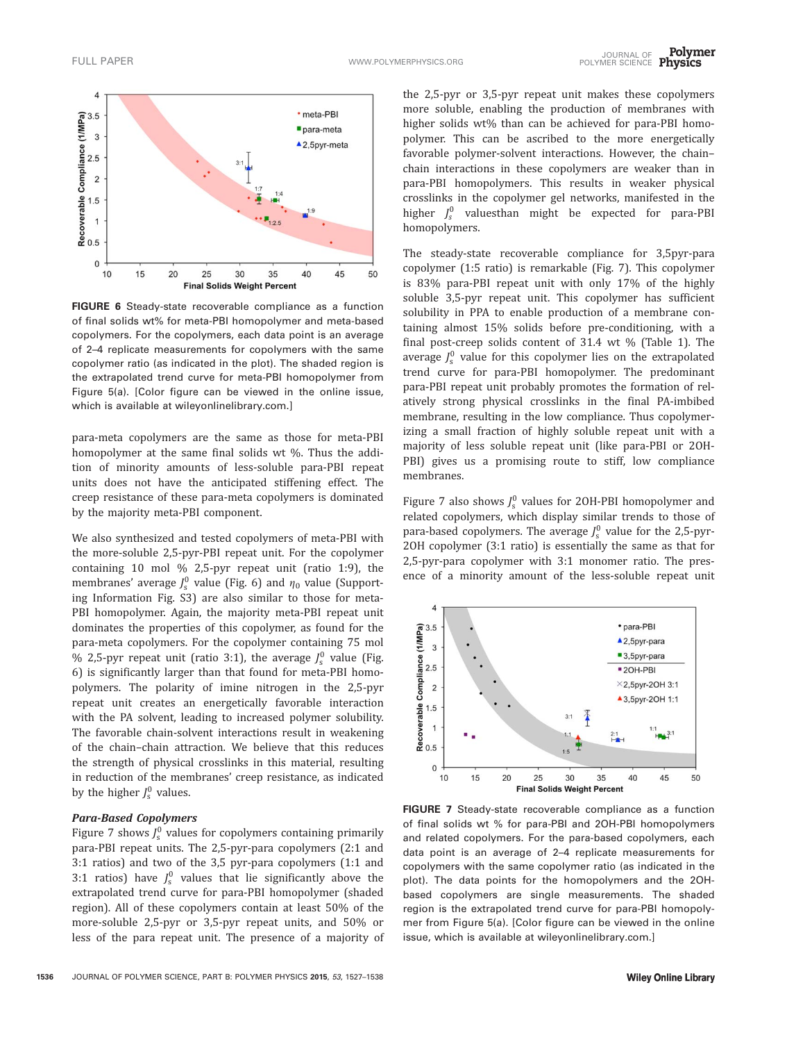FIGURE 6 Steady-state recoverable compliance as a function of final solids wt% for meta-PBI homopolymer and meta-based copolymers. For the copolymers, each data point is an average of 2–4 replicate measurements for copolymers with the same copolymer ratio (as indicated in the plot). The shaded region is the extrapolated trend curve for meta-PBI homopolymer from Figure 5(a). [Color figure can be viewed in the online issue, which is available at wileyonlinelibrary.com.]

para-meta copolymers are the same as those for meta-PBI homopolymer at the same final solids wt %. Thus the addition of minority amounts of less-soluble para-PBI repeat units does not have the anticipated stiffening effect. The creep resistance of these para-meta copolymers is dominated by the majority meta-PBI component.

We also synthesized and tested copolymers of meta-PBI with the more-soluble 2,5-pyr-PBI repeat unit. For the copolymer containing 10 mol % 2,5-pyr repeat unit (ratio 1:9), the membranes' average $J_s^0$ value (Fig. 6) and $\eta_0$ value (Supporting Information Fig. S3) are also similar to those for meta-PBI homopolymer. Again, the majority meta-PBI repeat unit dominates the properties of this copolymer, as found for the para-meta copolymers. For the copolymer containing 75 mol % 2,5-pyr repeat unit (ratio 3:1), the average $J_s^0$ value (Fig. 6) is significantly larger than that found for meta-PBI homopolymers. The polarity of imine nitrogen in the 2,5-pyr repeat unit creates an energetically favorable interaction with the PA solvent, leading to increased polymer solubility. The favorable chain-solvent interactions result in weakening of the chain–chain attraction. We believe that this reduces the strength of physical crosslinks in this material, resulting in reduction of the membranes' creep resistance, as indicated by the higher $J_s^0$ values.

### *Para-Based Copolymers*

Figure 7 shows $J_s^0$ values for copolymers containing primarily para-PBI repeat units. The 2,5-pyr-para copolymers (2:1 and 3:1 ratios) and two of the 3,5 pyr-para copolymers (1:1 and 3:1 ratios) have $J_s^0$ values that lie significantly above the extrapolated trend curve for para-PBI homopolymer (shaded region). All of these copolymers contain at least 50% of the more-soluble 2,5-pyr or 3,5-pyr repeat units, and 50% or less of the para repeat unit. The presence of a majority of the 2,5-pyr or 3,5-pyr repeat unit makes these copolymers more soluble, enabling the production of membranes with higher solids wt% than can be achieved for para-PBI homopolymer. This can be ascribed to the more energetically favorable polymer-solvent interactions. However, the chain–chain interactions in these copolymers are weaker than in para-PBI homopolymers. This results in weaker physical crosslinks in the copolymer gel networks, manifested in the higher $J_s^0$ valuesthan might be expected for para-PBI homopolymers.

The steady-state recoverable compliance for 3,5pyr-para copolymer (1:5 ratio) is remarkable (Fig. 7). This copolymer is 83% para-PBI repeat unit with only 17% of the highly soluble 3,5-pyr repeat unit. This copolymer has sufficient solubility in PPA to enable production of a membrane containing almost 15% solids before pre-conditioning, with a final post-creep solids content of 31.4 wt % (Table 1). The average $J_s^0$ value for this copolymer lies on the extrapolated trend curve for para-PBI homopolymer. The predominant para-PBI repeat unit probably promotes the formation of relatively strong physical crosslinks in the final PA-imbibed membrane, resulting in the low compliance. Thus copolymerizing a small fraction of highly soluble repeat unit with a majority of less soluble repeat unit (like para-PBI or 2OH-PBI) gives us a promising route to stiff, low compliance membranes.

Figure 7 also shows $J_s^0$ values for 2OH-PBI homopolymer and related copolymers, which display similar trends to those of para-based copolymers. The average $J_s^0$ value for the 2,5-pyr-2OH copolymer (3:1 ratio) is essentially the same as that for 2,5-pyr-para copolymer with 3:1 monomer ratio. The presence of a minority amount of the less-soluble repeat unit

FIGURE 7 Steady-state recoverable compliance as a function of final solids wt % for para-PBI and 2OH-PBI homopolymers and related copolymers. For the para-based copolymers, each data point is an average of 2–4 replicate measurements for copolymers with the same copolymer ratio (as indicated in the plot). The data points for the homopolymers and the 2OH-based copolymers are single measurements. The shaded region is the extrapolated trend curve for para-PBI homopolymer from Figure 5(a). [Color figure can be viewed in the online issue, which is available at wileyonlinelibrary.com.]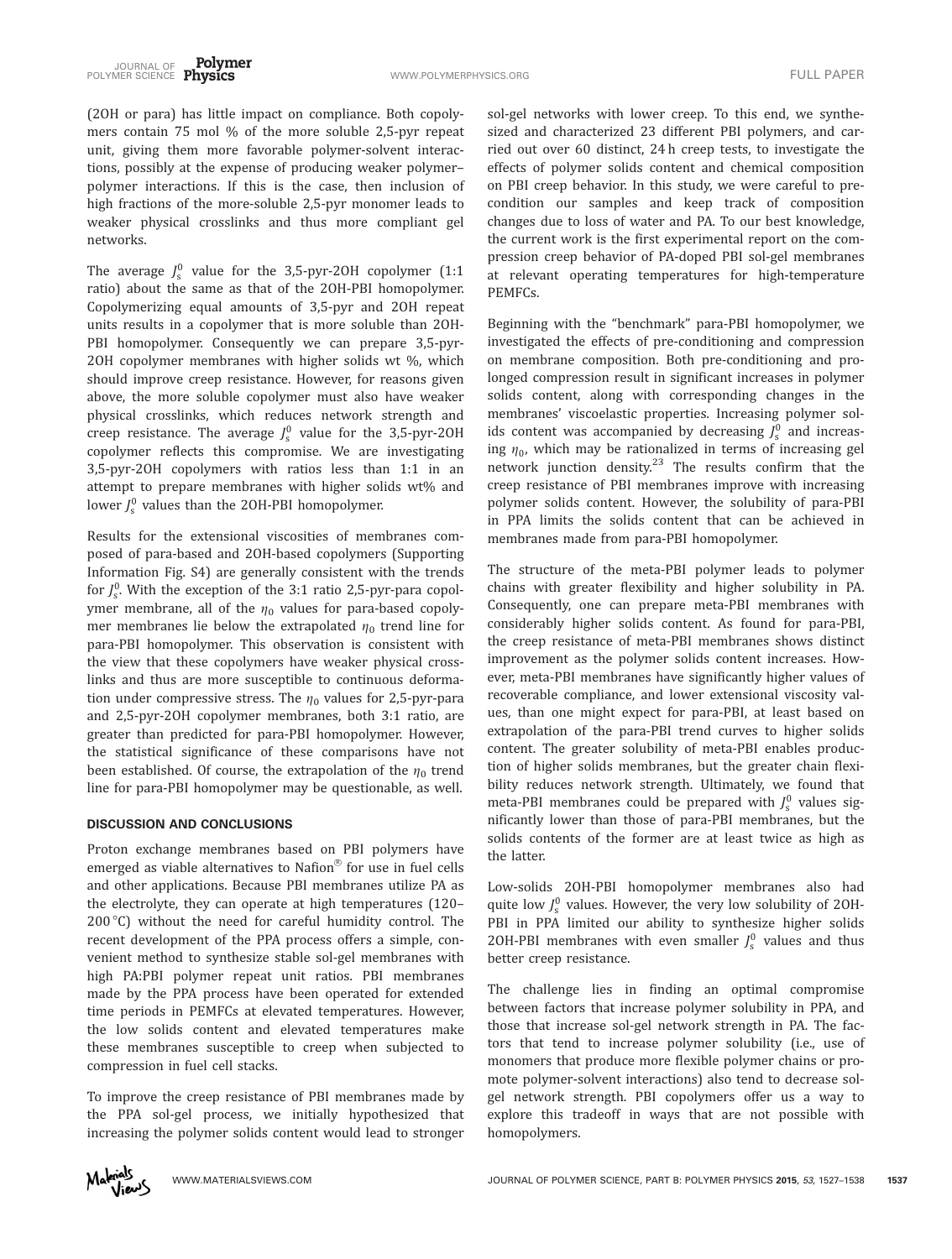(2OH or para) has little impact on compliance. Both copolymers contain 75 mol % of the more soluble 2,5-pyr repeat unit, giving them more favorable polymer-solvent interactions, possibly at the expense of producing weaker polymer–polymer interactions. If this is the case, then inclusion of high fractions of the more-soluble 2,5-pyr monomer leads to weaker physical crosslinks and thus more compliant gel networks.

The average $J_s^0$ value for the 3,5-pyr-2OH copolymer (1:1 ratio) about the same as that of the 2OH-PBI homopolymer. Copolymerizing equal amounts of 3,5-pyr and 2OH repeat units results in a copolymer that is more soluble than 2OH-PBI homopolymer. Consequently we can prepare 3,5-pyr-2OH copolymer membranes with higher solids wt %, which should improve creep resistance. However, for reasons given above, the more soluble copolymer must also have weaker physical crosslinks, which reduces network strength and creep resistance. The average $J_s^0$ value for the 3,5-pyr-2OH copolymer reflects this compromise. We are investigating 3,5-pyr-2OH copolymers with ratios less than 1:1 in an attempt to prepare membranes with higher solids wt% and lower $J_s^0$ values than the 2OH-PBI homopolymer.

Results for the extensional viscosities of membranes composed of para-based and 2OH-based copolymers (Supporting Information Fig. S4) are generally consistent with the trends for $J_s^0$. With the exception of the 3:1 ratio 2,5-pyr-para copolymer membrane, all of the $\eta_0$ values for para-based copolymer membranes lie below the extrapolated $\eta_0$ trend line for para-PBI homopolymer. This observation is consistent with the view that these copolymers have weaker physical crosslinks and thus are more susceptible to continuous deformation under compressive stress. The $\eta_0$ values for 2,5-pyr-para and 2,5-pyr-2OH copolymer membranes, both 3:1 ratio, are greater than predicted for para-PBI homopolymer. However, the statistical significance of these comparisons have not been established. Of course, the extrapolation of the $\eta_0$ trend line for para-PBI homopolymer may be questionable, as well.

## DISCUSSION AND CONCLUSIONS

Proton exchange membranes based on PBI polymers have emerged as viable alternatives to Nafion® for use in fuel cells and other applications. Because PBI membranes utilize PA as the electrolyte, they can operate at high temperatures (120–200 °C) without the need for careful humidity control. The recent development of the PPA process offers a simple, convenient method to synthesize stable sol-gel membranes with high PA:PBI polymer repeat unit ratios. PBI membranes made by the PPA process have been operated for extended time periods in PEMFCs at elevated temperatures. However, the low solids content and elevated temperatures make these membranes susceptible to creep when subjected to compression in fuel cell stacks.

To improve the creep resistance of PBI membranes made by the PPA sol-gel process, we initially hypothesized that increasing the polymer solids content would lead to stronger sol-gel networks with lower creep. To this end, we synthesized and characterized 23 different PBI polymers, and carried out over 60 distinct, 24 h creep tests, to investigate the effects of polymer solids content and chemical composition on PBI creep behavior. In this study, we were careful to precondition our samples and keep track of composition changes due to loss of water and PA. To our best knowledge, the current work is the first experimental report on the compression creep behavior of PA-doped PBI sol-gel membranes at relevant operating temperatures for high-temperature PEMFCs.

Beginning with the "benchmark" para-PBI homopolymer, we investigated the effects of pre-conditioning and compression on membrane composition. Both pre-conditioning and prolonged compression result in significant increases in polymer solids content, along with corresponding changes in the membranes' viscoelastic properties. Increasing polymer solids content was accompanied by decreasing $J_s^0$ and increasing $\eta_0$, which may be rationalized in terms of increasing gel network junction density.[23] The results confirm that the creep resistance of PBI membranes improve with increasing polymer solids content. However, the solubility of para-PBI in PPA limits the solids content that can be achieved in membranes made from para-PBI homopolymer.

The structure of the meta-PBI polymer leads to polymer chains with greater flexibility and higher solubility in PA. Consequently, one can prepare meta-PBI membranes with considerably higher solids content. As found for para-PBI, the creep resistance of meta-PBI membranes shows distinct improvement as the polymer solids content increases. However, meta-PBI membranes have significantly higher values of recoverable compliance, and lower extensional viscosity values, than one might expect for para-PBI, at least based on extrapolation of the para-PBI trend curves to higher solids content. The greater solubility of meta-PBI enables production of higher solids membranes, but the greater chain flexibility reduces network strength. Ultimately, we found that meta-PBI membranes could be prepared with $J_s^0$ values significantly lower than those of para-PBI membranes, but the solids contents of the former are at least twice as high as the latter.

Low-solids 2OH-PBI homopolymer membranes also had quite low $J_s^0$ values. However, the very low solubility of 2OH-PBI in PPA limited our ability to synthesize higher solids 2OH-PBI membranes with even smaller $J_s^0$ values and thus better creep resistance.

The challenge lies in finding an optimal compromise between factors that increase polymer solubility in PPA, and those that increase sol-gel network strength in PA. The factors that tend to increase polymer solubility (i.e., use of monomers that produce more flexible polymer chains or promote polymer-solvent interactions) also tend to decrease sol-gel network strength. PBI copolymers offer us a way to explore this tradeoff in ways that are not possible with homopolymers.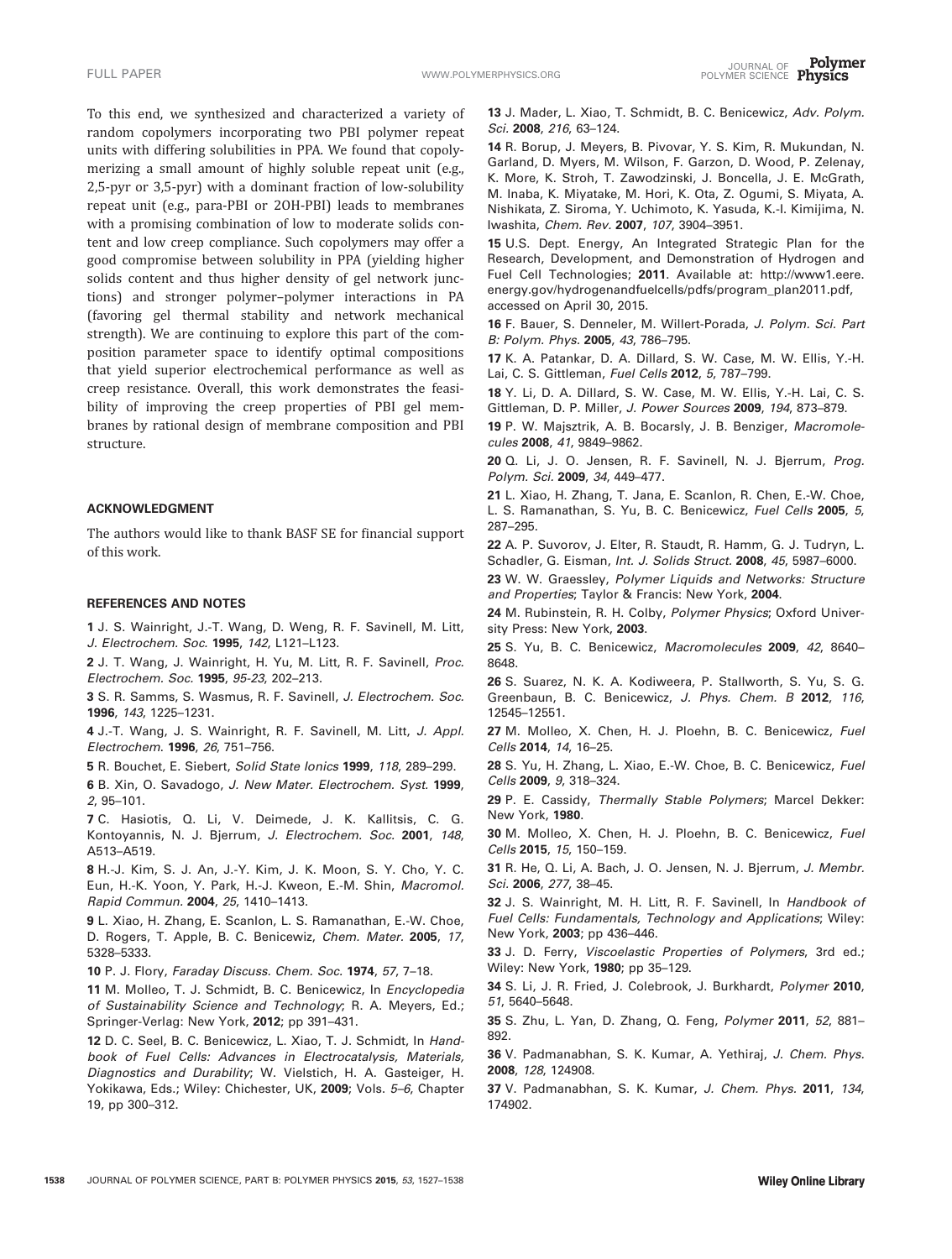To this end, we synthesized and characterized a variety of random copolymers incorporating two PBI polymer repeat units with differing solubilities in PPA. We found that copolymerizing a small amount of highly soluble repeat unit (e.g., 2,5-pyr or 3,5-pyr) with a dominant fraction of low-solubility repeat unit (e.g., para-PBI or 2OH-PBI) leads to membranes with a promising combination of low to moderate solids content and low creep compliance. Such copolymers may offer a good compromise between solubility in PPA (yielding higher solids content and thus higher density of gel network junctions) and stronger polymer–polymer interactions in PA (favoring gel thermal stability and network mechanical strength). We are continuing to explore this part of the composition parameter space to identify optimal compositions that yield superior electrochemical performance as well as creep resistance. Overall, this work demonstrates the feasibility of improving the creep properties of PBI gel membranes by rational design of membrane composition and PBI structure.

## ACKNOWLEDGMENT

The authors would like to thank BASF SE for financial support of this work.

## REFERENCES AND NOTES

1 J. S. Wainright, J.-T. Wang, D. Weng, R. F. Savinell, M. Litt, *J. Electrochem. Soc.* **1995**, *142*, L121–L123.

2 J. T. Wang, J. Wainright, H. Yu, M. Litt, R. F. Savinell, *Proc. Electrochem. Soc.* **1995**, *95-23*, 202–213.

3 S. R. Samms, S. Wasmus, R. F. Savinell, *J. Electrochem. Soc.* **1996**, *143*, 1225–1231.

4 J.-T. Wang, J. S. Wainright, R. F. Savinell, M. Litt, *J. Appl. Electrochem.* **1996**, *26*, 751–756.

5 R. Bouchet, E. Siebert, *Solid State Ionics* **1999**, *118*, 289–299.

6 B. Xin, O. Savadogo, *J. New Mater. Electrochem. Syst.* **1999**, *2*, 95–101.

7 C. Hasiotis, Q. Li, V. Deimede, J. K. Kallitsis, C. G. Kontoyannis, N. J. Bjerrum, *J. Electrochem. Soc.* **2001**, *148*, A513–A519.

8 H.-J. Kim, S. J. An, J.-Y. Kim, J. K. Moon, S. Y. Cho, Y. C. Eun, H.-K. Yoon, Y. Park, H.-J. Kweon, E.-M. Shin, *Macromol. Rapid Commun.* **2004**, *25*, 1410–1413.

9 L. Xiao, H. Zhang, E. Scanlon, L. S. Ramanathan, E.-W. Choe, D. Rogers, T. Apple, B. C. Benicewiz, *Chem. Mater.* **2005**, *17*, 5328–5333.

10 P. J. Flory, *Faraday Discuss. Chem. Soc.* **1974**, *57*, 7–18.

11 M. Molleo, T. J. Schmidt, B. C. Benicewicz, In *Encyclopedia of Sustainability Science and Technology*; R. A. Meyers, Ed.; Springer-Verlag: New York, **2012**; pp 391–431.

12 D. C. Seel, B. C. Benicewicz, L. Xiao, T. J. Schmidt, In *Handbook of Fuel Cells: Advances in Electrocatalysis, Materials, Diagnostics and Durability*; W. Vielstich, H. A. Gasteiger, H. Yokikawa, Eds.; Wiley: Chichester, UK, **2009**; Vols. *5–6*, Chapter 19, pp 300–312.

13 J. Mader, L. Xiao, T. Schmidt, B. C. Benicewicz, *Adv. Polym. Sci.* **2008**, *216*, 63–124.

14 R. Borup, J. Meyers, B. Pivovar, Y. S. Kim, R. Mukundan, N. Garland, D. Myers, M. Wilson, F. Garzon, D. Wood, P. Zelenay, K. More, K. Stroh, T. Zawodzinski, J. Boncella, J. E. McGrath, M. Inaba, K. Miyatake, M. Hori, K. Ota, Z. Ogumi, S. Miyata, A. Nishikata, Z. Siroma, Y. Uchimoto, K. Yasuda, K.-I. Kimijima, N. Iwashita, *Chem. Rev.* **2007**, *107*, 3904–3951.

15 U.S. Dept. Energy, An Integrated Strategic Plan for the Research, Development, and Demonstration of Hydrogen and Fuel Cell Technologies; **2011**. Available at: http://www1.eere.energy.gov/hydrogenandfuelcells/pdfs/program_plan2011.pdf, accessed on April 30, 2015.

16 F. Bauer, S. Denneler, M. Willert-Porada, *J. Polym. Sci. Part B: Polym. Phys.* **2005**, *43*, 786–795.

17 K. A. Patankar, D. A. Dillard, S. W. Case, M. W. Ellis, Y.-H. Lai, C. S. Gittleman, *Fuel Cells* **2012**, *5*, 787–799.

18 Y. Li, D. A. Dillard, S. W. Case, M. W. Ellis, Y.-H. Lai, C. S. Gittleman, D. P. Miller, *J. Power Sources* **2009**, *194*, 873–879.

19 P. W. Majsztrik, A. B. Bocarsly, J. B. Benziger, *Macromolecules* **2008**, *41*, 9849–9862.

20 Q. Li, J. O. Jensen, R. F. Savinell, N. J. Bjerrum, *Prog. Polym. Sci.* **2009**, *34*, 449–477.

21 L. Xiao, H. Zhang, T. Jana, E. Scanlon, R. Chen, E.-W. Choe, L. S. Ramanathan, S. Yu, B. C. Benicewicz, *Fuel Cells* **2005**, *5*, 287–295.

22 A. P. Suvorov, J. Elter, R. Staudt, R. Hamm, G. J. Tudryn, L. Schadler, G. Eisman, *Int. J. Solids Struct.* **2008**, *45*, 5987–6000.

23 W. W. Graessley, *Polymer Liquids and Networks: Structure and Properties*; Taylor & Francis: New York, **2004**.

24 M. Rubinstein, R. H. Colby, *Polymer Physics*; Oxford University Press: New York, **2003**.

25 S. Yu, B. C. Benicewicz, *Macromolecules* **2009**, *42*, 8640–8648.

26 S. Suarez, N. K. A. Kodiweera, P. Stallworth, S. Yu, S. G. Greenbaun, B. C. Benicewicz, *J. Phys. Chem. B* **2012**, *116*, 12545–12551.

27 M. Molleo, X. Chen, H. J. Ploehn, B. C. Benicewicz, *Fuel Cells* **2014**, *14*, 16–25.

28 S. Yu, H. Zhang, L. Xiao, E.-W. Choe, B. C. Benicewicz, *Fuel Cells* **2009**, *9*, 318–324.

29 P. E. Cassidy, *Thermally Stable Polymers*; Marcel Dekker: New York, **1980**.

30 M. Molleo, X. Chen, H. J. Ploehn, B. C. Benicewicz, *Fuel Cells* **2015**, *15*, 150–159.

31 R. He, Q. Li, A. Bach, J. O. Jensen, N. J. Bjerrum, *J. Membr. Sci.* **2006**, *277*, 38–45.

32 J. S. Wainright, M. H. Litt, R. F. Savinell, In *Handbook of Fuel Cells: Fundamentals, Technology and Applications*; Wiley: New York, **2003**; pp 436–446.

33 J. D. Ferry, *Viscoelastic Properties of Polymers*, 3rd ed.; Wiley: New York, **1980**; pp 35–129.

34 S. Li, J. R. Fried, J. Colebrook, J. Burkhardt, *Polymer* **2010**, *51*, 5640–5648.

35 S. Zhu, L. Yan, D. Zhang, Q. Feng, *Polymer* **2011**, *52*, 881–892.

36 V. Padmanabhan, S. K. Kumar, A. Yethiraj, *J. Chem. Phys.* **2008**, *128*, 124908.

37 V. Padmanabhan, S. K. Kumar, *J. Chem. Phys.* **2011**, *134*, 174902.